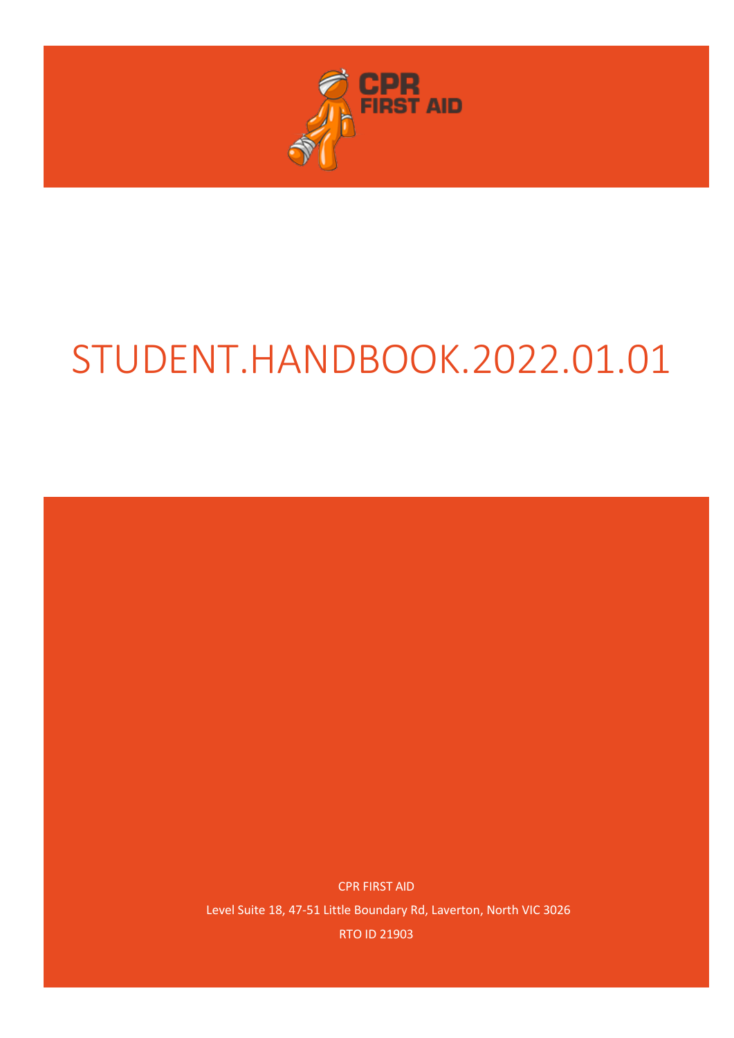CPR FIRST AID

# STUDENT.HANDBOOK.2022.01.01

CPR FIRST AID

Level Suite 18, 47-51 Little Boundary Rd, Laverton, North VIC 3026

RTO ID 21903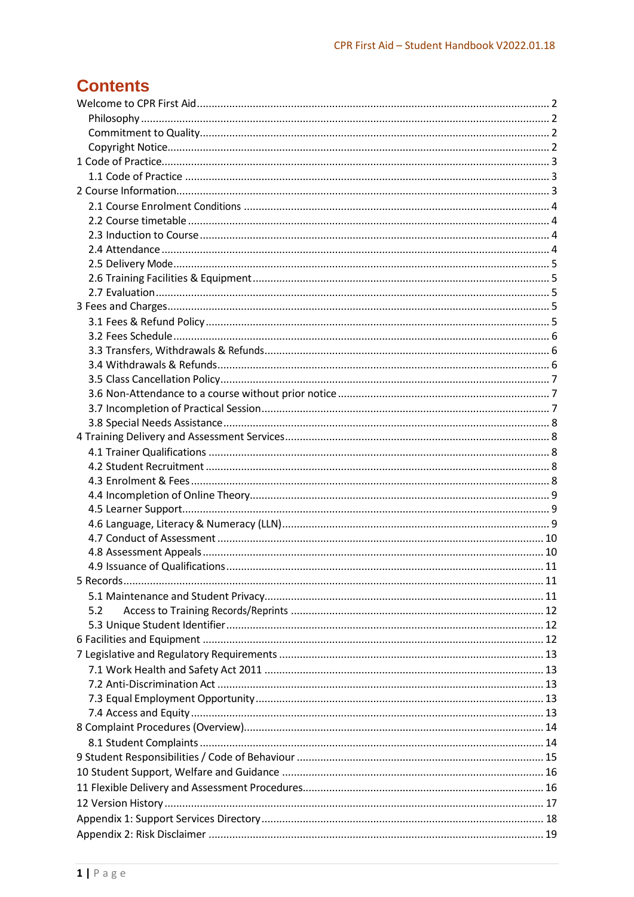# Contents

Welcome to CPR First Aid ........ 2

- Philosophy ........ 2
- Commitment to Quality ........ 2
- Copyright Notice ........ 2

1 Code of Practice ........ 3

- 1.1 Code of Practice ........ 3

2 Course Information ........ 3

- 2.1 Course Enrolment Conditions ........ 4
- 2.2 Course timetable ........ 4
- 2.3 Induction to Course ........ 4
- 2.4 Attendance ........ 4
- 2.5 Delivery Mode ........ 5
- 2.6 Training Facilities & Equipment ........ 5
- 2.7 Evaluation ........ 5

3 Fees and Charges ........ 5

- 3.1 Fees & Refund Policy ........ 5
- 3.2 Fees Schedule ........ 6
- 3.3 Transfers, Withdrawals & Refunds ........ 6
- 3.4 Withdrawals & Refunds ........ 6
- 3.5 Class Cancellation Policy ........ 7
- 3.6 Non-Attendance to a course without prior notice ........ 7
- 3.7 Incompletion of Practical Session ........ 7
- 3.8 Special Needs Assistance ........ 8

4 Training Delivery and Assessment Services ........ 8

- 4.1 Trainer Qualifications ........ 8
- 4.2 Student Recruitment ........ 8
- 4.3 Enrolment & Fees ........ 8
- 4.4 Incompletion of Online Theory ........ 9
- 4.5 Learner Support ........ 9
- 4.6 Language, Literacy & Numeracy (LLN) ........ 9
- 4.7 Conduct of Assessment ........ 10
- 4.8 Assessment Appeals ........ 10
- 4.9 Issuance of Qualifications ........ 11

5 Records ........ 11

- 5.1 Maintenance and Student Privacy ........ 11
- 5.2 Access to Training Records/Reprints ........ 12
- 5.3 Unique Student Identifier ........ 12

6 Facilities and Equipment ........ 12

7 Legislative and Regulatory Requirements ........ 13

- 7.1 Work Health and Safety Act 2011 ........ 13
- 7.2 Anti-Discrimination Act ........ 13
- 7.3 Equal Employment Opportunity ........ 13
- 7.4 Access and Equity ........ 13

8 Complaint Procedures (Overview) ........ 14

- 8.1 Student Complaints ........ 14

9 Student Responsibilities / Code of Behaviour ........ 15

10 Student Support, Welfare and Guidance ........ 16

11 Flexible Delivery and Assessment Procedures ........ 16

12 Version History ........ 17

Appendix 1: Support Services Directory ........ 18

Appendix 2: Risk Disclaimer ........ 19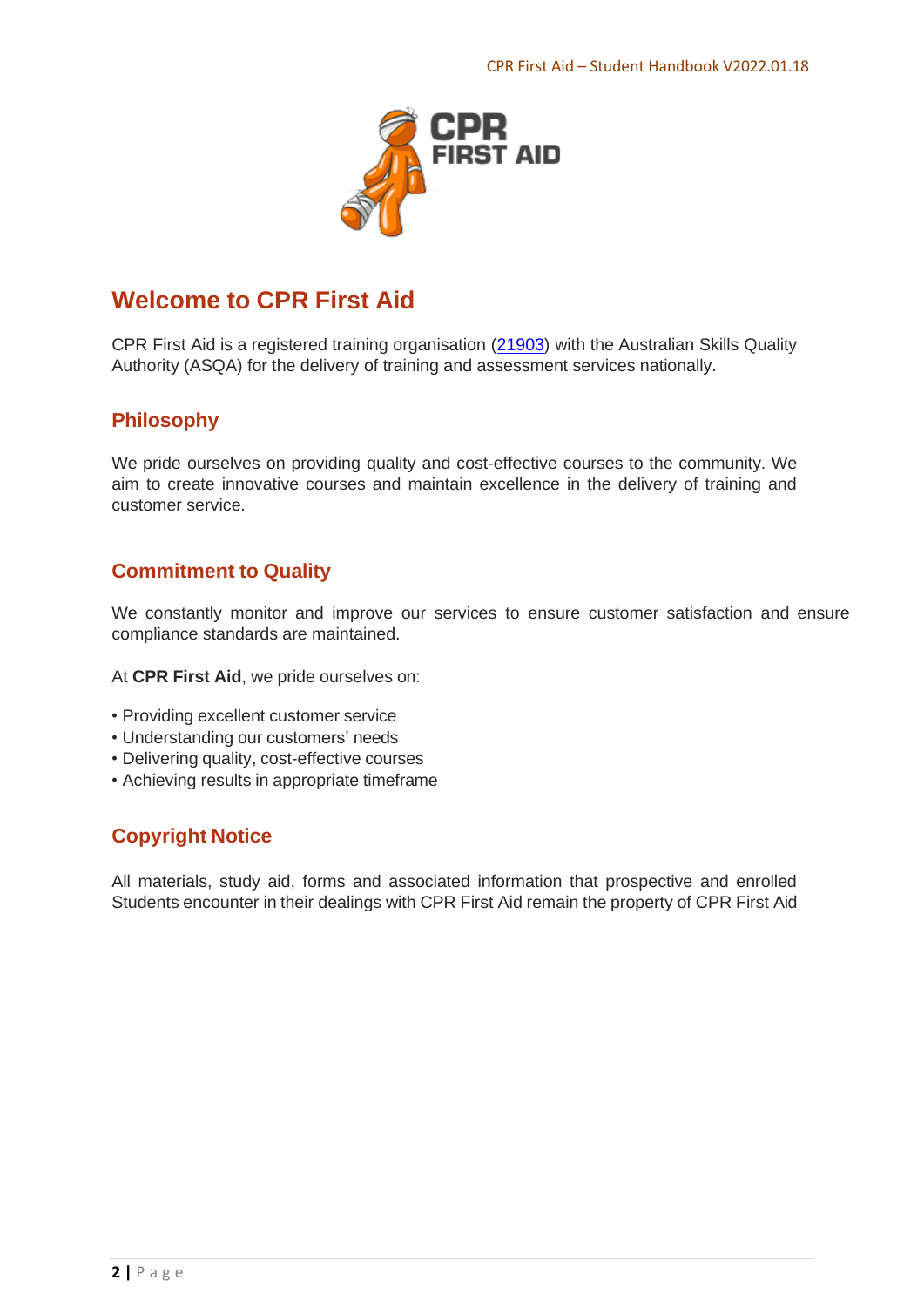# Welcome to CPR First Aid

CPR First Aid is a registered training organisation (21903) with the Australian Skills Quality Authority (ASQA) for the delivery of training and assessment services nationally.

## Philosophy

We pride ourselves on providing quality and cost-effective courses to the community. We aim to create innovative courses and maintain excellence in the delivery of training and customer service.

## Commitment to Quality

We constantly monitor and improve our services to ensure customer satisfaction and ensure compliance standards are maintained.

At **CPR First Aid**, we pride ourselves on:

- Providing excellent customer service
- Understanding our customers' needs
- Delivering quality, cost-effective courses
- Achieving results in appropriate timeframe

## Copyright Notice

All materials, study aid, forms and associated information that prospective and enrolled Students encounter in their dealings with CPR First Aid remain the property of CPR First Aid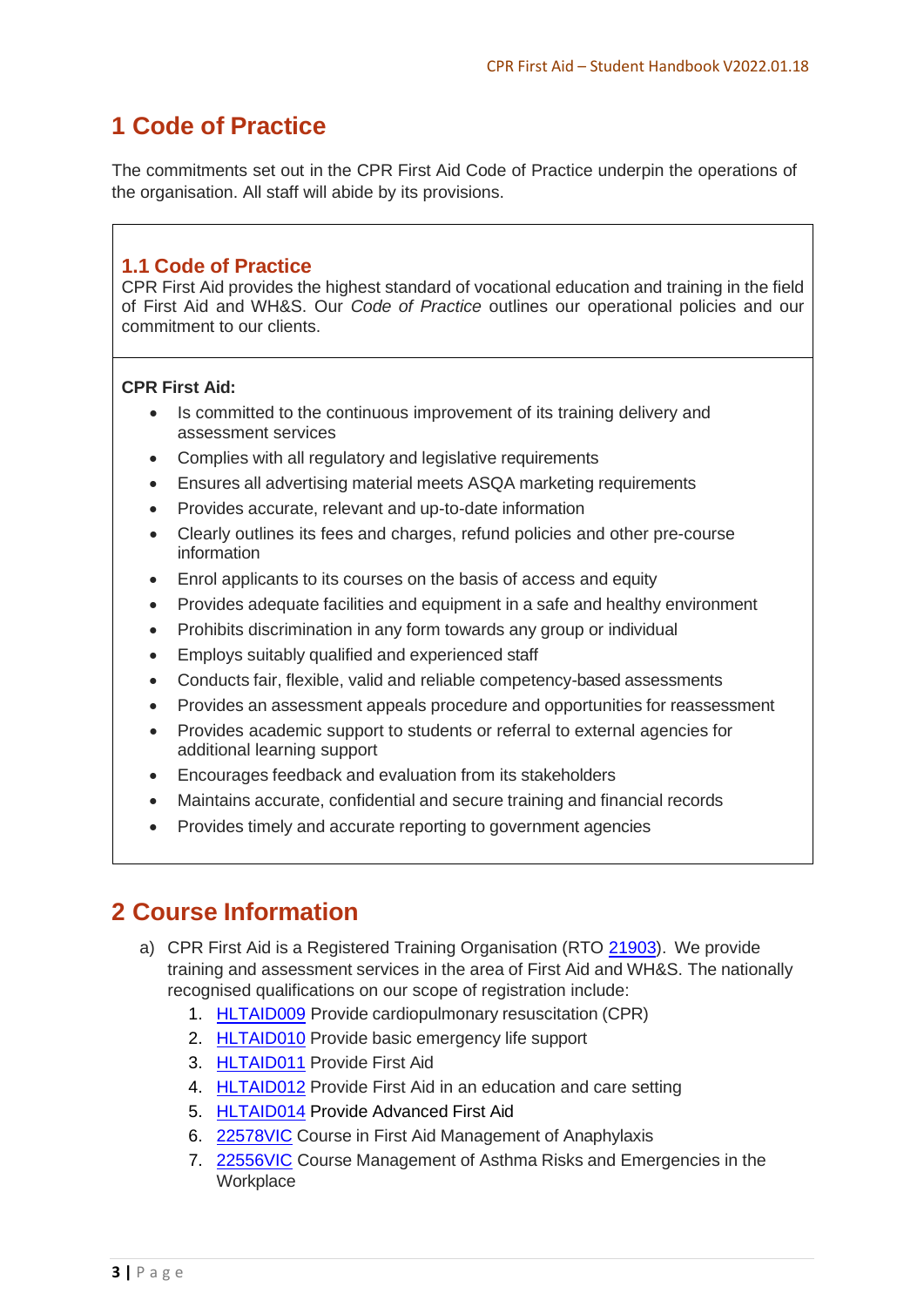# 1 Code of Practice

The commitments set out in the CPR First Aid Code of Practice underpin the operations of the organisation. All staff will abide by its provisions.

## 1.1 Code of Practice

CPR First Aid provides the highest standard of vocational education and training in the field of First Aid and WH&S. Our *Code of Practice* outlines our operational policies and our commitment to our clients.

**CPR First Aid:**

- Is committed to the continuous improvement of its training delivery and assessment services
- Complies with all regulatory and legislative requirements
- Ensures all advertising material meets ASQA marketing requirements
- Provides accurate, relevant and up-to-date information
- Clearly outlines its fees and charges, refund policies and other pre-course information
- Enrol applicants to its courses on the basis of access and equity
- Provides adequate facilities and equipment in a safe and healthy environment
- Prohibits discrimination in any form towards any group or individual
- Employs suitably qualified and experienced staff
- Conducts fair, flexible, valid and reliable competency-based assessments
- Provides an assessment appeals procedure and opportunities for reassessment
- Provides academic support to students or referral to external agencies for additional learning support
- Encourages feedback and evaluation from its stakeholders
- Maintains accurate, confidential and secure training and financial records
- Provides timely and accurate reporting to government agencies

# 2 Course Information

a) CPR First Aid is a Registered Training Organisation (RTO 21903). We provide training and assessment services in the area of First Aid and WH&S. The nationally recognised qualifications on our scope of registration include:
   1. HLTAID009 Provide cardiopulmonary resuscitation (CPR)
   2. HLTAID010 Provide basic emergency life support
   3. HLTAID011 Provide First Aid
   4. HLTAID012 Provide First Aid in an education and care setting
   5. HLTAID014 Provide Advanced First Aid
   6. 22578VIC Course in First Aid Management of Anaphylaxis
   7. 22556VIC Course Management of Asthma Risks and Emergencies in the Workplace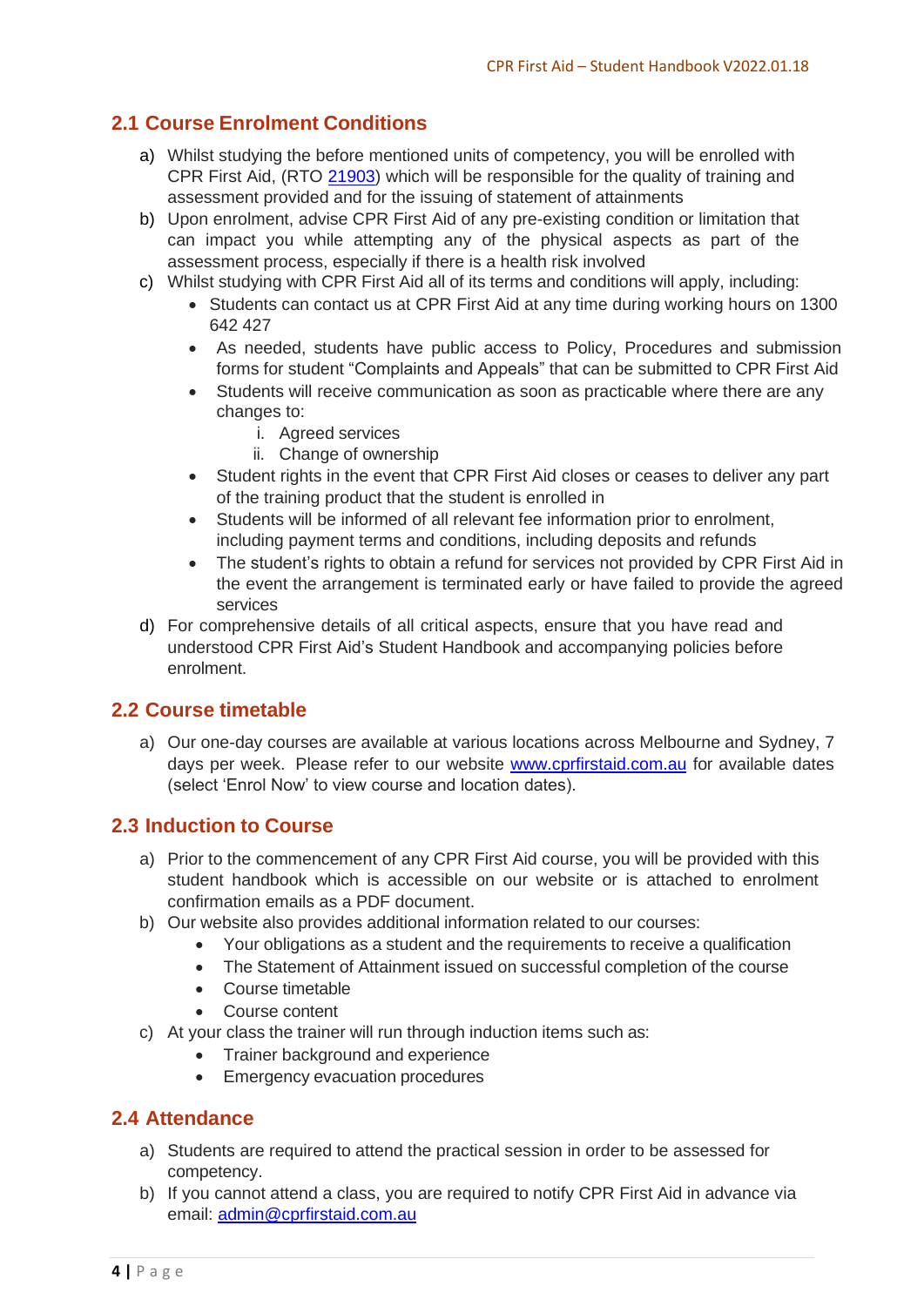## 2.1 Course Enrolment Conditions

a) Whilst studying the before mentioned units of competency, you will be enrolled with CPR First Aid, (RTO 21903) which will be responsible for the quality of training and assessment provided and for the issuing of statement of attainments

b) Upon enrolment, advise CPR First Aid of any pre-existing condition or limitation that can impact you while attempting any of the physical aspects as part of the assessment process, especially if there is a health risk involved

c) Whilst studying with CPR First Aid all of its terms and conditions will apply, including:
   - Students can contact us at CPR First Aid at any time during working hours on 1300 642 427
   - As needed, students have public access to Policy, Procedures and submission forms for student "Complaints and Appeals" that can be submitted to CPR First Aid
   - Students will receive communication as soon as practicable where there are any changes to:
     i. Agreed services
     ii. Change of ownership
   - Student rights in the event that CPR First Aid closes or ceases to deliver any part of the training product that the student is enrolled in
   - Students will be informed of all relevant fee information prior to enrolment, including payment terms and conditions, including deposits and refunds
   - The student's rights to obtain a refund for services not provided by CPR First Aid in the event the arrangement is terminated early or have failed to provide the agreed services

d) For comprehensive details of all critical aspects, ensure that you have read and understood CPR First Aid's Student Handbook and accompanying policies before enrolment.

## 2.2 Course timetable

a) Our one-day courses are available at various locations across Melbourne and Sydney, 7 days per week. Please refer to our website www.cprfirstaid.com.au for available dates (select 'Enrol Now' to view course and location dates).

## 2.3 Induction to Course

a) Prior to the commencement of any CPR First Aid course, you will be provided with this student handbook which is accessible on our website or is attached to enrolment confirmation emails as a PDF document.

b) Our website also provides additional information related to our courses:
   - Your obligations as a student and the requirements to receive a qualification
   - The Statement of Attainment issued on successful completion of the course
   - Course timetable
   - Course content

c) At your class the trainer will run through induction items such as:
   - Trainer background and experience
   - Emergency evacuation procedures

## 2.4 Attendance

a) Students are required to attend the practical session in order to be assessed for competency.

b) If you cannot attend a class, you are required to notify CPR First Aid in advance via email: admin@cprfirstaid.com.au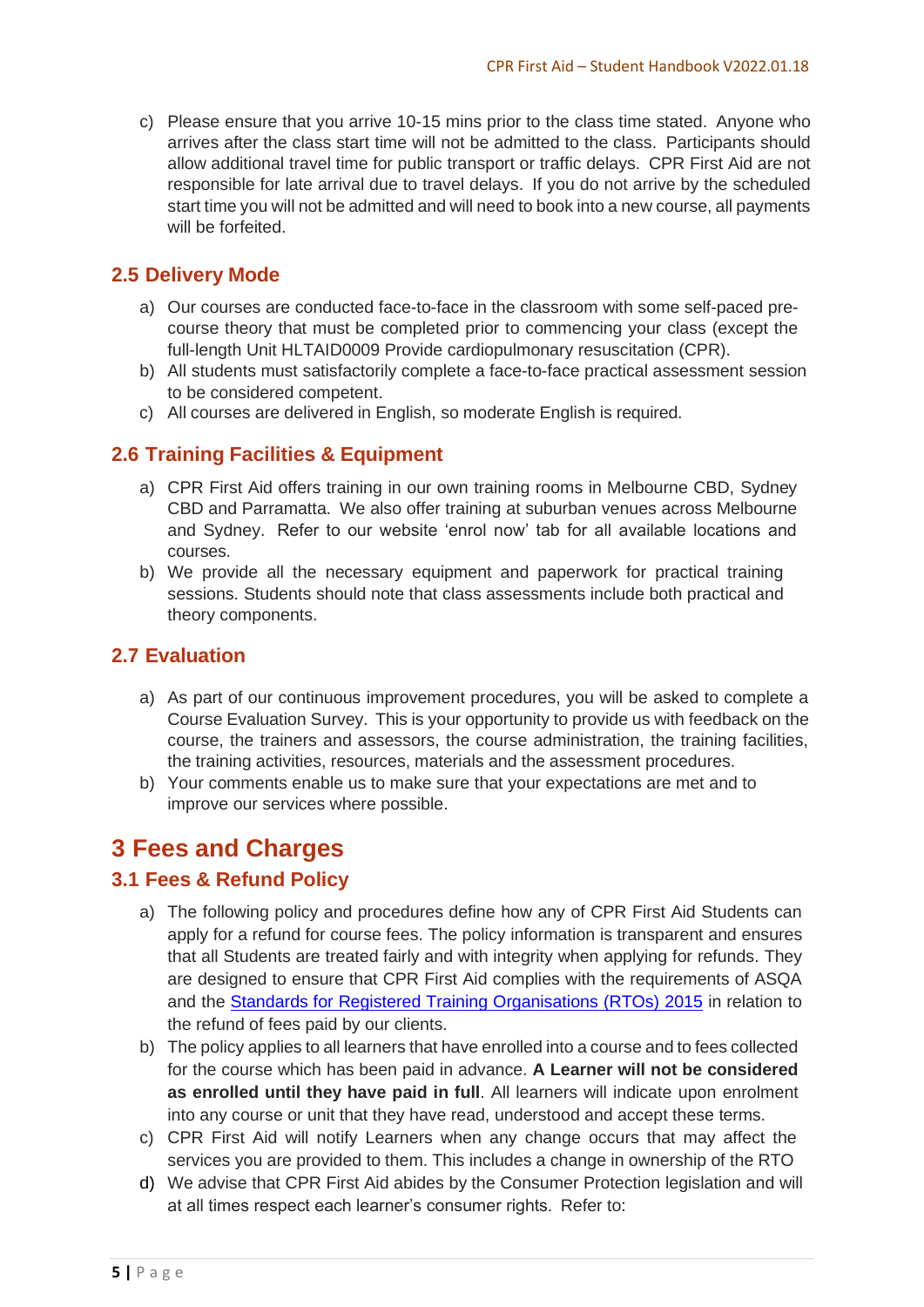c) Please ensure that you arrive 10-15 mins prior to the class time stated. Anyone who arrives after the class start time will not be admitted to the class. Participants should allow additional travel time for public transport or traffic delays. CPR First Aid are not responsible for late arrival due to travel delays. If you do not arrive by the scheduled start time you will not be admitted and will need to book into a new course, all payments will be forfeited.

### 2.5 Delivery Mode

a) Our courses are conducted face-to-face in the classroom with some self-paced pre-course theory that must be completed prior to commencing your class (except the full-length Unit HLTAID0009 Provide cardiopulmonary resuscitation (CPR).
b) All students must satisfactorily complete a face-to-face practical assessment session to be considered competent.
c) All courses are delivered in English, so moderate English is required.

### 2.6 Training Facilities & Equipment

a) CPR First Aid offers training in our own training rooms in Melbourne CBD, Sydney CBD and Parramatta. We also offer training at suburban venues across Melbourne and Sydney. Refer to our website 'enrol now' tab for all available locations and courses.
b) We provide all the necessary equipment and paperwork for practical training sessions. Students should note that class assessments include both practical and theory components.

### 2.7 Evaluation

a) As part of our continuous improvement procedures, you will be asked to complete a Course Evaluation Survey. This is your opportunity to provide us with feedback on the course, the trainers and assessors, the course administration, the training facilities, the training activities, resources, materials and the assessment procedures.
b) Your comments enable us to make sure that your expectations are met and to improve our services where possible.

## 3 Fees and Charges

### 3.1 Fees & Refund Policy

a) The following policy and procedures define how any of CPR First Aid Students can apply for a refund for course fees. The policy information is transparent and ensures that all Students are treated fairly and with integrity when applying for refunds. They are designed to ensure that CPR First Aid complies with the requirements of ASQA and the [Standards for Registered Training Organisations (RTOs) 2015] in relation to the refund of fees paid by our clients.
b) The policy applies to all learners that have enrolled into a course and to fees collected for the course which has been paid in advance. **A Learner will not be considered as enrolled until they have paid in full**. All learners will indicate upon enrolment into any course or unit that they have read, understood and accept these terms.
c) CPR First Aid will notify Learners when any change occurs that may affect the services you are provided to them. This includes a change in ownership of the RTO
d) We advise that CPR First Aid abides by the Consumer Protection legislation and will at all times respect each learner's consumer rights. Refer to: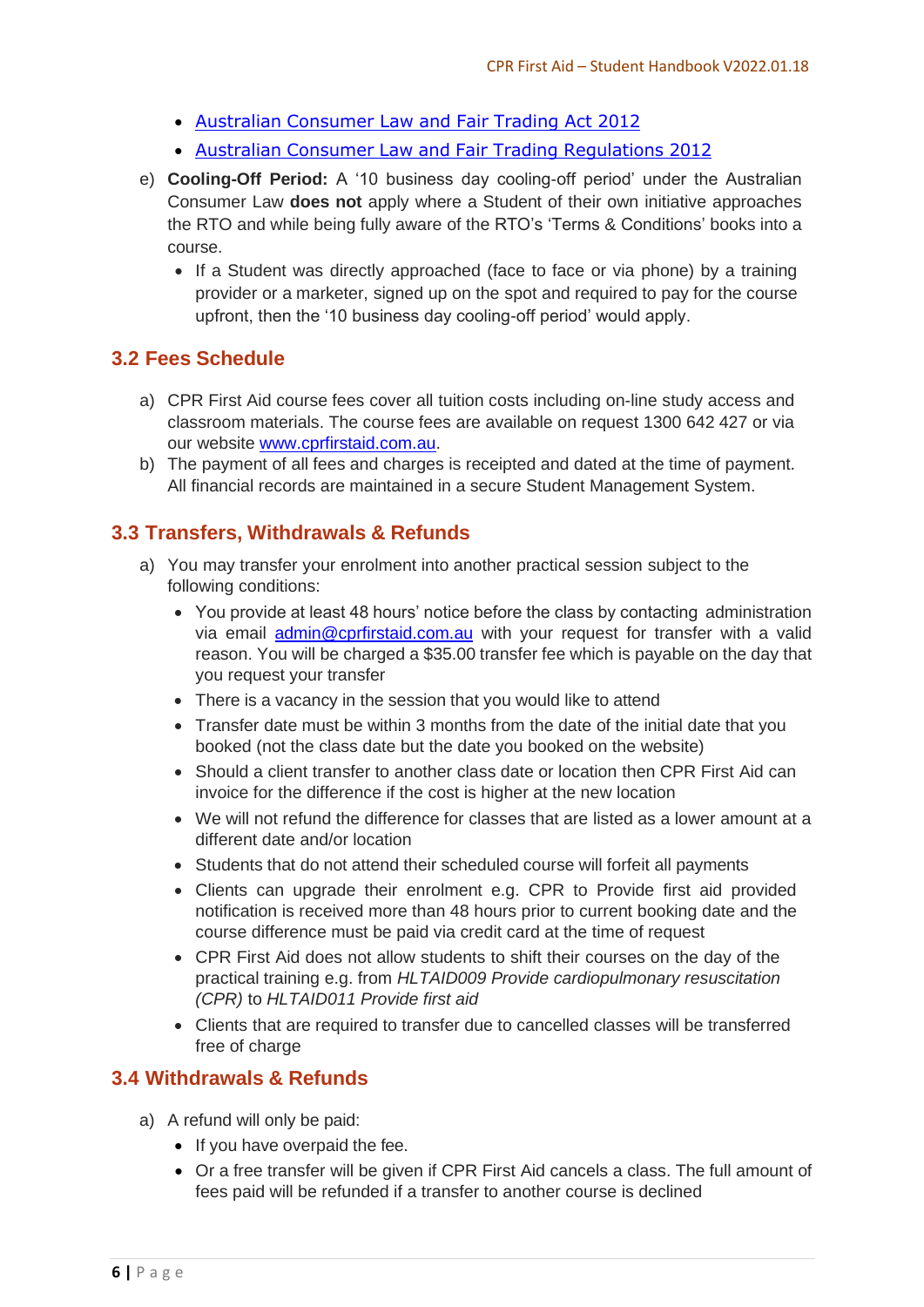- [Australian Consumer Law and Fair Trading Act 2012](#)
- [Australian Consumer Law and Fair Trading Regulations 2012](#)

e) **Cooling-Off Period:** A '10 business day cooling-off period' under the Australian Consumer Law **does not** apply where a Student of their own initiative approaches the RTO and while being fully aware of the RTO's 'Terms & Conditions' books into a course.
   - If a Student was directly approached (face to face or via phone) by a training provider or a marketer, signed up on the spot and required to pay for the course upfront, then the '10 business day cooling-off period' would apply.

## 3.2 Fees Schedule

a) CPR First Aid course fees cover all tuition costs including on-line study access and classroom materials. The course fees are available on request 1300 642 427 or via our website www.cprfirstaid.com.au.

b) The payment of all fees and charges is receipted and dated at the time of payment. All financial records are maintained in a secure Student Management System.

## 3.3 Transfers, Withdrawals & Refunds

a) You may transfer your enrolment into another practical session subject to the following conditions:
   - You provide at least 48 hours' notice before the class by contacting administration via email admin@cprfirstaid.com.au with your request for transfer with a valid reason. You will be charged a $35.00 transfer fee which is payable on the day that you request your transfer
   - There is a vacancy in the session that you would like to attend
   - Transfer date must be within 3 months from the date of the initial date that you booked (not the class date but the date you booked on the website)
   - Should a client transfer to another class date or location then CPR First Aid can invoice for the difference if the cost is higher at the new location
   - We will not refund the difference for classes that are listed as a lower amount at a different date and/or location
   - Students that do not attend their scheduled course will forfeit all payments
   - Clients can upgrade their enrolment e.g. CPR to Provide first aid provided notification is received more than 48 hours prior to current booking date and the course difference must be paid via credit card at the time of request
   - CPR First Aid does not allow students to shift their courses on the day of the practical training e.g. from *HLTAID009 Provide cardiopulmonary resuscitation (CPR)* to *HLTAID011 Provide first aid*
   - Clients that are required to transfer due to cancelled classes will be transferred free of charge

## 3.4 Withdrawals & Refunds

a) A refund will only be paid:
   - If you have overpaid the fee.
   - Or a free transfer will be given if CPR First Aid cancels a class. The full amount of fees paid will be refunded if a transfer to another course is declined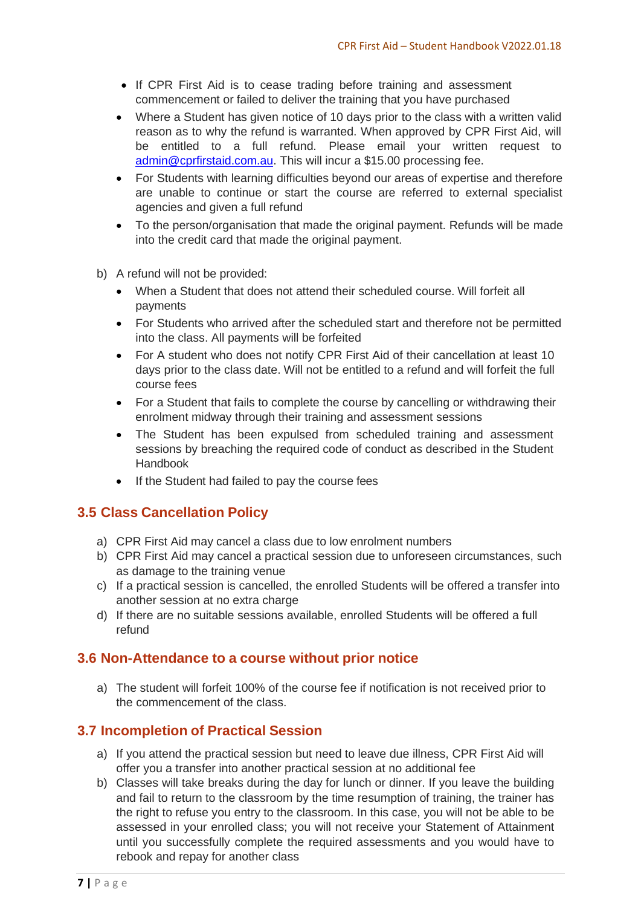- If CPR First Aid is to cease trading before training and assessment commencement or failed to deliver the training that you have purchased
- Where a Student has given notice of 10 days prior to the class with a written valid reason as to why the refund is warranted. When approved by CPR First Aid, will be entitled to a full refund. Please email your written request to admin@cprfirstaid.com.au. This will incur a $15.00 processing fee.
- For Students with learning difficulties beyond our areas of expertise and therefore are unable to continue or start the course are referred to external specialist agencies and given a full refund
- To the person/organisation that made the original payment. Refunds will be made into the credit card that made the original payment.

b) A refund will not be provided:

- When a Student that does not attend their scheduled course. Will forfeit all payments
- For Students who arrived after the scheduled start and therefore not be permitted into the class. All payments will be forfeited
- For A student who does not notify CPR First Aid of their cancellation at least 10 days prior to the class date. Will not be entitled to a refund and will forfeit the full course fees
- For a Student that fails to complete the course by cancelling or withdrawing their enrolment midway through their training and assessment sessions
- The Student has been expulsed from scheduled training and assessment sessions by breaching the required code of conduct as described in the Student Handbook
- If the Student had failed to pay the course fees

### 3.5 Class Cancellation Policy

a) CPR First Aid may cancel a class due to low enrolment numbers
b) CPR First Aid may cancel a practical session due to unforeseen circumstances, such as damage to the training venue
c) If a practical session is cancelled, the enrolled Students will be offered a transfer into another session at no extra charge
d) If there are no suitable sessions available, enrolled Students will be offered a full refund

### 3.6 Non-Attendance to a course without prior notice

a) The student will forfeit 100% of the course fee if notification is not received prior to the commencement of the class.

### 3.7 Incompletion of Practical Session

a) If you attend the practical session but need to leave due illness, CPR First Aid will offer you a transfer into another practical session at no additional fee
b) Classes will take breaks during the day for lunch or dinner. If you leave the building and fail to return to the classroom by the time resumption of training, the trainer has the right to refuse you entry to the classroom. In this case, you will not be able to be assessed in your enrolled class; you will not receive your Statement of Attainment until you successfully complete the required assessments and you would have to rebook and repay for another class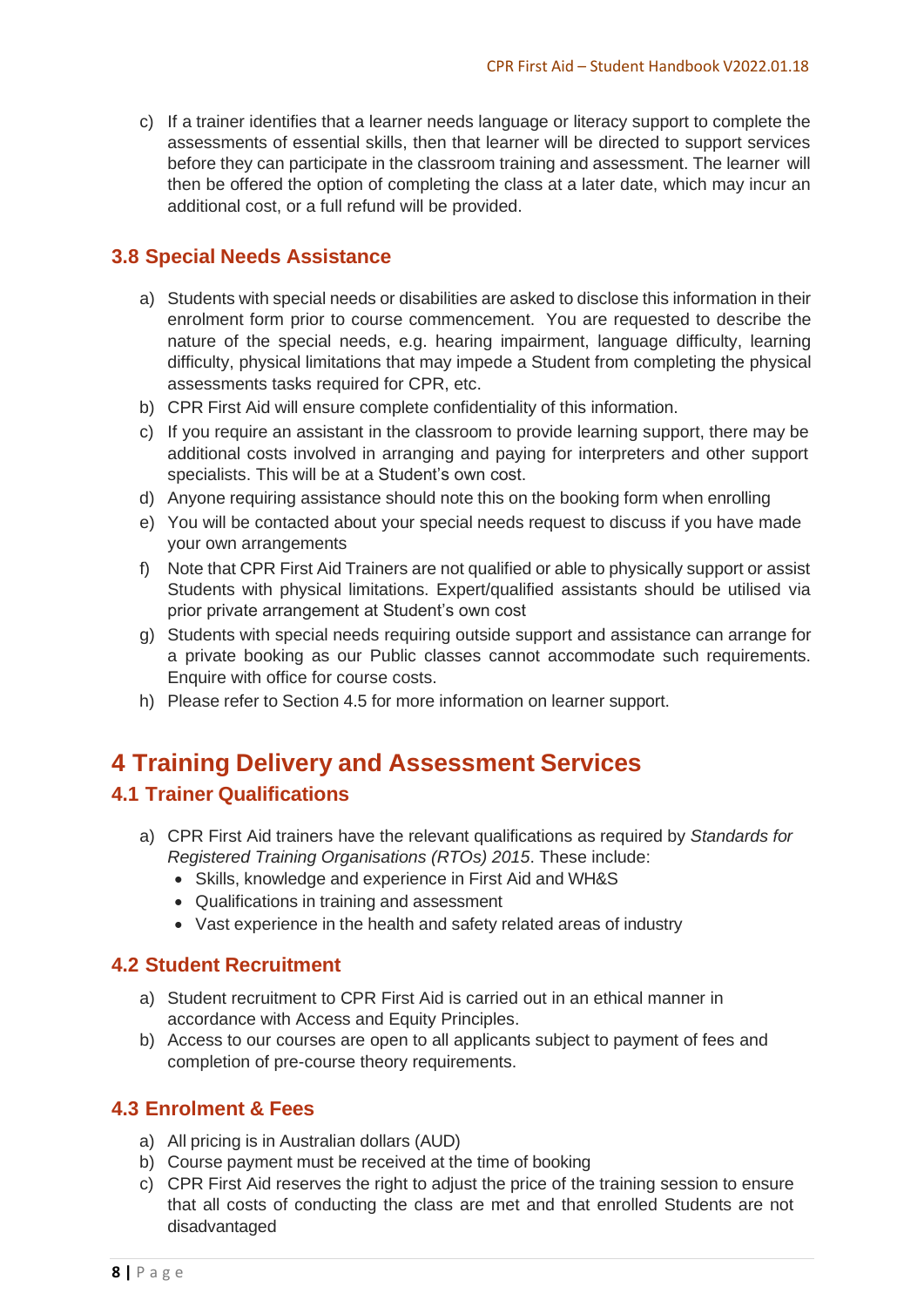c) If a trainer identifies that a learner needs language or literacy support to complete the assessments of essential skills, then that learner will be directed to support services before they can participate in the classroom training and assessment. The learner will then be offered the option of completing the class at a later date, which may incur an additional cost, or a full refund will be provided.

### 3.8 Special Needs Assistance

a) Students with special needs or disabilities are asked to disclose this information in their enrolment form prior to course commencement. You are requested to describe the nature of the special needs, e.g. hearing impairment, language difficulty, learning difficulty, physical limitations that may impede a Student from completing the physical assessments tasks required for CPR, etc.
b) CPR First Aid will ensure complete confidentiality of this information.
c) If you require an assistant in the classroom to provide learning support, there may be additional costs involved in arranging and paying for interpreters and other support specialists. This will be at a Student's own cost.
d) Anyone requiring assistance should note this on the booking form when enrolling
e) You will be contacted about your special needs request to discuss if you have made your own arrangements
f) Note that CPR First Aid Trainers are not qualified or able to physically support or assist Students with physical limitations. Expert/qualified assistants should be utilised via prior private arrangement at Student's own cost
g) Students with special needs requiring outside support and assistance can arrange for a private booking as our Public classes cannot accommodate such requirements. Enquire with office for course costs.
h) Please refer to Section 4.5 for more information on learner support.

## 4 Training Delivery and Assessment Services

### 4.1 Trainer Qualifications

a) CPR First Aid trainers have the relevant qualifications as required by *Standards for Registered Training Organisations (RTOs) 2015*. These include:
   - Skills, knowledge and experience in First Aid and WH&S
   - Qualifications in training and assessment
   - Vast experience in the health and safety related areas of industry

### 4.2 Student Recruitment

a) Student recruitment to CPR First Aid is carried out in an ethical manner in accordance with Access and Equity Principles.
b) Access to our courses are open to all applicants subject to payment of fees and completion of pre-course theory requirements.

### 4.3 Enrolment & Fees

a) All pricing is in Australian dollars (AUD)
b) Course payment must be received at the time of booking
c) CPR First Aid reserves the right to adjust the price of the training session to ensure that all costs of conducting the class are met and that enrolled Students are not disadvantaged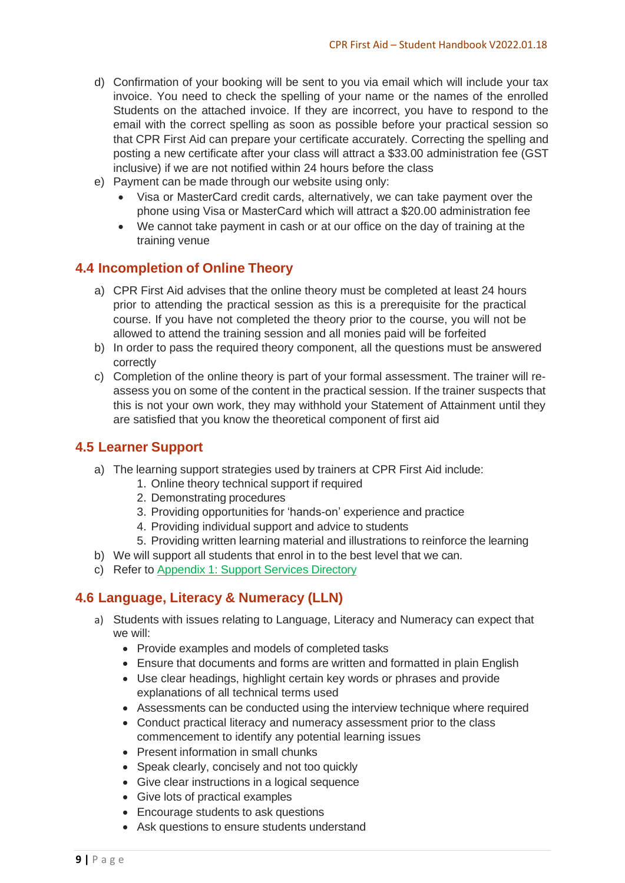d) Confirmation of your booking will be sent to you via email which will include your tax invoice. You need to check the spelling of your name or the names of the enrolled Students on the attached invoice. If they are incorrect, you have to respond to the email with the correct spelling as soon as possible before your practical session so that CPR First Aid can prepare your certificate accurately. Correcting the spelling and posting a new certificate after your class will attract a $33.00 administration fee (GST inclusive) if we are not notified within 24 hours before the class

e) Payment can be made through our website using only:
   - Visa or MasterCard credit cards, alternatively, we can take payment over the phone using Visa or MasterCard which will attract a $20.00 administration fee
   - We cannot take payment in cash or at our office on the day of training at the training venue

## 4.4 Incompletion of Online Theory

a) CPR First Aid advises that the online theory must be completed at least 24 hours prior to attending the practical session as this is a prerequisite for the practical course. If you have not completed the theory prior to the course, you will not be allowed to attend the training session and all monies paid will be forfeited

b) In order to pass the required theory component, all the questions must be answered correctly

c) Completion of the online theory is part of your formal assessment. The trainer will re-assess you on some of the content in the practical session. If the trainer suspects that this is not your own work, they may withhold your Statement of Attainment until they are satisfied that you know the theoretical component of first aid

## 4.5 Learner Support

a) The learning support strategies used by trainers at CPR First Aid include:
   1. Online theory technical support if required
   2. Demonstrating procedures
   3. Providing opportunities for 'hands-on' experience and practice
   4. Providing individual support and advice to students
   5. Providing written learning material and illustrations to reinforce the learning

b) We will support all students that enrol in to the best level that we can.

c) Refer to Appendix 1: Support Services Directory

## 4.6 Language, Literacy & Numeracy (LLN)

a) Students with issues relating to Language, Literacy and Numeracy can expect that we will:
   - Provide examples and models of completed tasks
   - Ensure that documents and forms are written and formatted in plain English
   - Use clear headings, highlight certain key words or phrases and provide explanations of all technical terms used
   - Assessments can be conducted using the interview technique where required
   - Conduct practical literacy and numeracy assessment prior to the class commencement to identify any potential learning issues
   - Present information in small chunks
   - Speak clearly, concisely and not too quickly
   - Give clear instructions in a logical sequence
   - Give lots of practical examples
   - Encourage students to ask questions
   - Ask questions to ensure students understand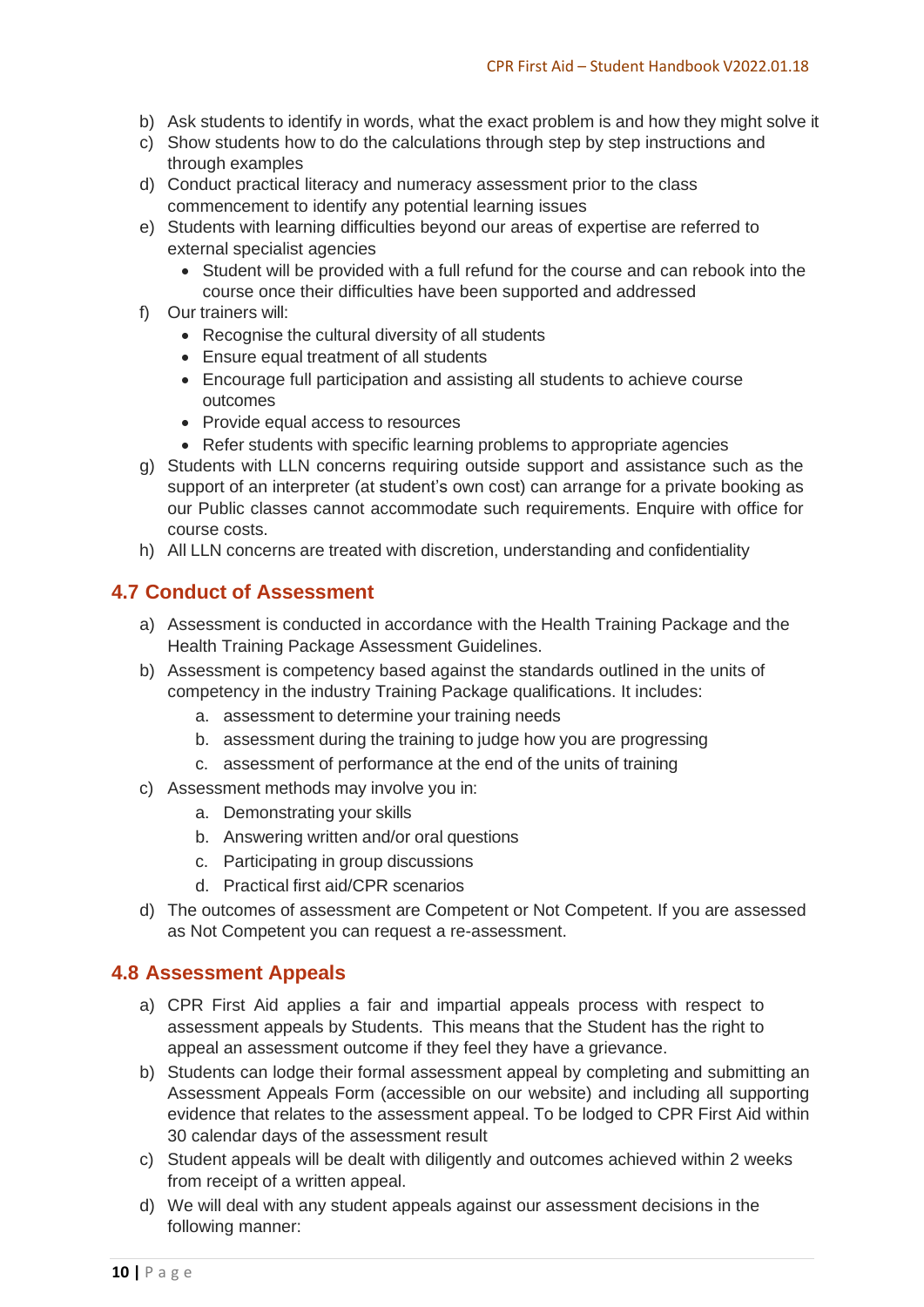b) Ask students to identify in words, what the exact problem is and how they might solve it
c) Show students how to do the calculations through step by step instructions and through examples
d) Conduct practical literacy and numeracy assessment prior to the class commencement to identify any potential learning issues
e) Students with learning difficulties beyond our areas of expertise are referred to external specialist agencies
    - Student will be provided with a full refund for the course and can rebook into the course once their difficulties have been supported and addressed
f) Our trainers will:
    - Recognise the cultural diversity of all students
    - Ensure equal treatment of all students
    - Encourage full participation and assisting all students to achieve course outcomes
    - Provide equal access to resources
    - Refer students with specific learning problems to appropriate agencies
g) Students with LLN concerns requiring outside support and assistance such as the support of an interpreter (at student's own cost) can arrange for a private booking as our Public classes cannot accommodate such requirements. Enquire with office for course costs.
h) All LLN concerns are treated with discretion, understanding and confidentiality

## 4.7 Conduct of Assessment

a) Assessment is conducted in accordance with the Health Training Package and the Health Training Package Assessment Guidelines.
b) Assessment is competency based against the standards outlined in the units of competency in the industry Training Package qualifications. It includes:
    a. assessment to determine your training needs
    b. assessment during the training to judge how you are progressing
    c. assessment of performance at the end of the units of training
c) Assessment methods may involve you in:
    a. Demonstrating your skills
    b. Answering written and/or oral questions
    c. Participating in group discussions
    d. Practical first aid/CPR scenarios
d) The outcomes of assessment are Competent or Not Competent. If you are assessed as Not Competent you can request a re-assessment.

## 4.8 Assessment Appeals

a) CPR First Aid applies a fair and impartial appeals process with respect to assessment appeals by Students. This means that the Student has the right to appeal an assessment outcome if they feel they have a grievance.
b) Students can lodge their formal assessment appeal by completing and submitting an Assessment Appeals Form (accessible on our website) and including all supporting evidence that relates to the assessment appeal. To be lodged to CPR First Aid within 30 calendar days of the assessment result
c) Student appeals will be dealt with diligently and outcomes achieved within 2 weeks from receipt of a written appeal.
d) We will deal with any student appeals against our assessment decisions in the following manner: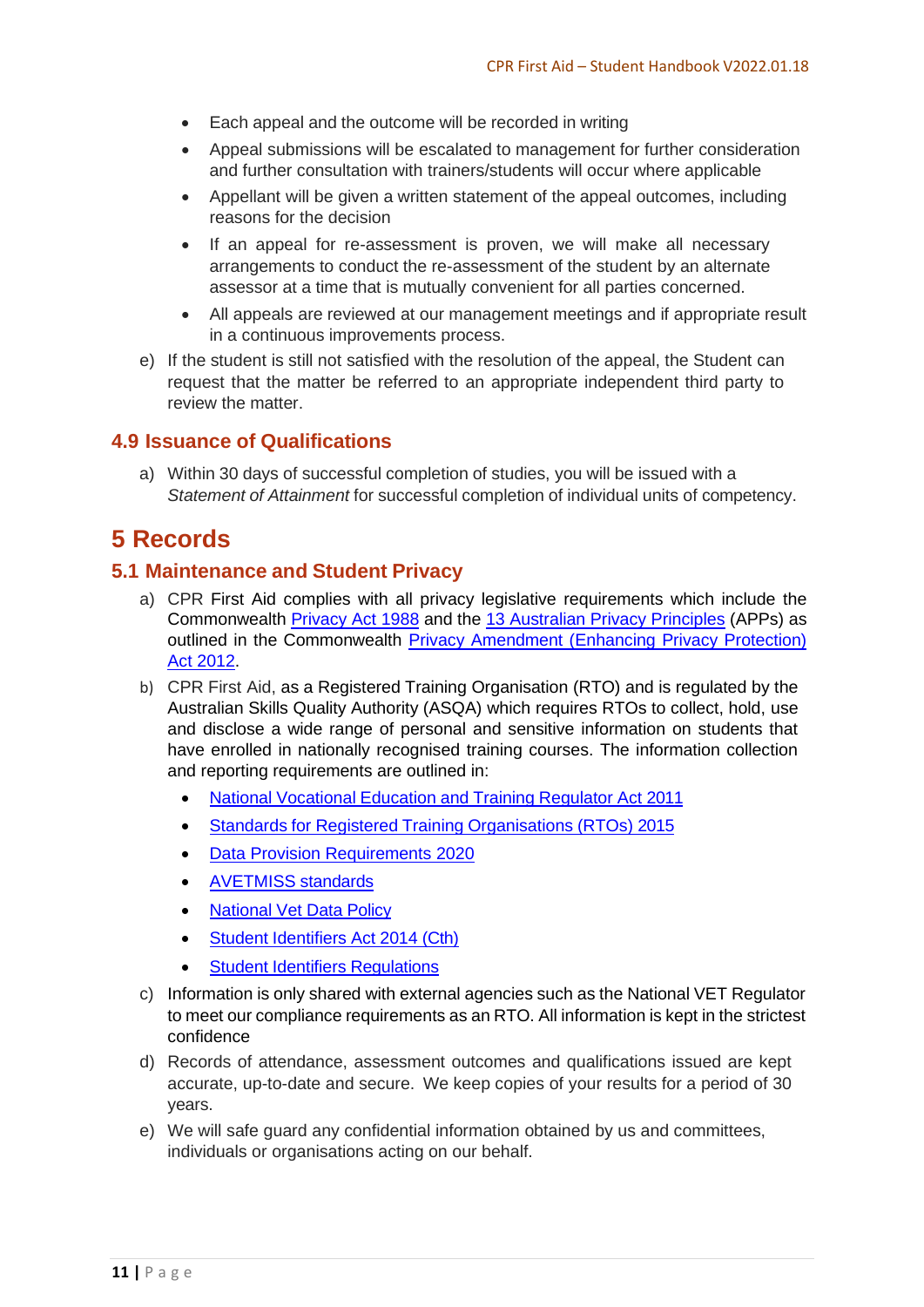- Each appeal and the outcome will be recorded in writing
- Appeal submissions will be escalated to management for further consideration and further consultation with trainers/students will occur where applicable
- Appellant will be given a written statement of the appeal outcomes, including reasons for the decision
- If an appeal for re-assessment is proven, we will make all necessary arrangements to conduct the re-assessment of the student by an alternate assessor at a time that is mutually convenient for all parties concerned.
- All appeals are reviewed at our management meetings and if appropriate result in a continuous improvements process.

e) If the student is still not satisfied with the resolution of the appeal, the Student can request that the matter be referred to an appropriate independent third party to review the matter.

### 4.9 Issuance of Qualifications

a) Within 30 days of successful completion of studies, you will be issued with a *Statement of Attainment* for successful completion of individual units of competency.

## 5 Records

### 5.1 Maintenance and Student Privacy

a) CPR First Aid complies with all privacy legislative requirements which include the Commonwealth Privacy Act 1988 and the 13 Australian Privacy Principles (APPs) as outlined in the Commonwealth Privacy Amendment (Enhancing Privacy Protection) Act 2012.

b) CPR First Aid, as a Registered Training Organisation (RTO) and is regulated by the Australian Skills Quality Authority (ASQA) which requires RTOs to collect, hold, use and disclose a wide range of personal and sensitive information on students that have enrolled in nationally recognised training courses. The information collection and reporting requirements are outlined in:

- National Vocational Education and Training Regulator Act 2011
- Standards for Registered Training Organisations (RTOs) 2015
- Data Provision Requirements 2020
- AVETMISS standards
- National Vet Data Policy
- Student Identifiers Act 2014 (Cth)
- Student Identifiers Regulations

c) Information is only shared with external agencies such as the National VET Regulator to meet our compliance requirements as an RTO. All information is kept in the strictest confidence

d) Records of attendance, assessment outcomes and qualifications issued are kept accurate, up-to-date and secure. We keep copies of your results for a period of 30 years.

e) We will safe guard any confidential information obtained by us and committees, individuals or organisations acting on our behalf.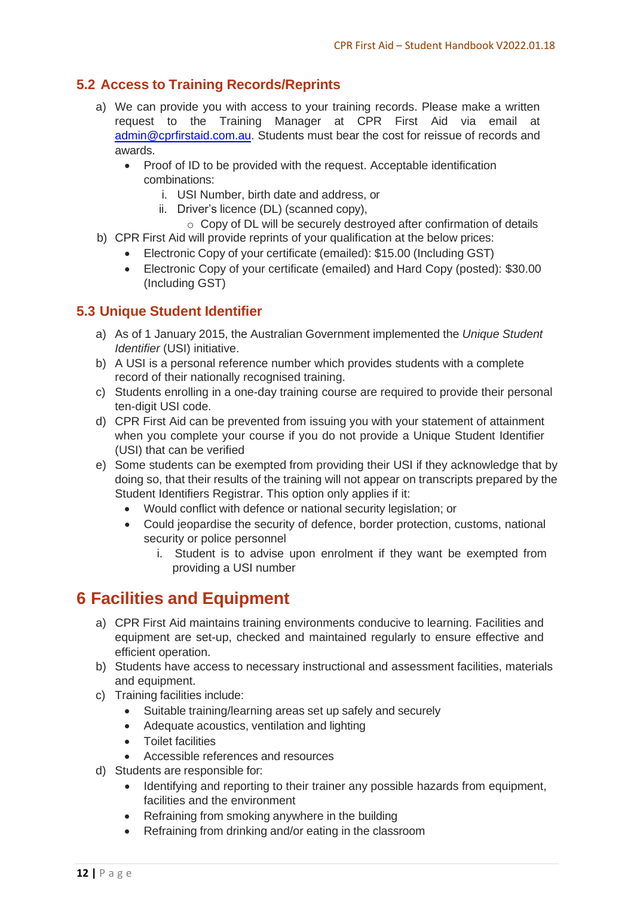## 5.2 Access to Training Records/Reprints

a) We can provide you with access to your training records. Please make a written request to the Training Manager at CPR First Aid via email at [admin@cprfirstaid.com.au](mailto:admin@cprfirstaid.com.au). Students must bear the cost for reissue of records and awards.
   - Proof of ID to be provided with the request. Acceptable identification combinations:
      i. USI Number, birth date and address, or
      ii. Driver's licence (DL) (scanned copy),
         - Copy of DL will be securely destroyed after confirmation of details

b) CPR First Aid will provide reprints of your qualification at the below prices:
   - Electronic Copy of your certificate (emailed): $15.00 (Including GST)
   - Electronic Copy of your certificate (emailed) and Hard Copy (posted): $30.00 (Including GST)

## 5.3 Unique Student Identifier

a) As of 1 January 2015, the Australian Government implemented the *Unique Student Identifier* (USI) initiative.

b) A USI is a personal reference number which provides students with a complete record of their nationally recognised training.

c) Students enrolling in a one-day training course are required to provide their personal ten-digit USI code.

d) CPR First Aid can be prevented from issuing you with your statement of attainment when you complete your course if you do not provide a Unique Student Identifier (USI) that can be verified

e) Some students can be exempted from providing their USI if they acknowledge that by doing so, that their results of the training will not appear on transcripts prepared by the Student Identifiers Registrar. This option only applies if it:
   - Would conflict with defence or national security legislation; or
   - Could jeopardise the security of defence, border protection, customs, national security or police personnel
      i. Student is to advise upon enrolment if they want be exempted from providing a USI number

# 6 Facilities and Equipment

a) CPR First Aid maintains training environments conducive to learning. Facilities and equipment are set-up, checked and maintained regularly to ensure effective and efficient operation.

b) Students have access to necessary instructional and assessment facilities, materials and equipment.

c) Training facilities include:
   - Suitable training/learning areas set up safely and securely
   - Adequate acoustics, ventilation and lighting
   - Toilet facilities
   - Accessible references and resources

d) Students are responsible for:
   - Identifying and reporting to their trainer any possible hazards from equipment, facilities and the environment
   - Refraining from smoking anywhere in the building
   - Refraining from drinking and/or eating in the classroom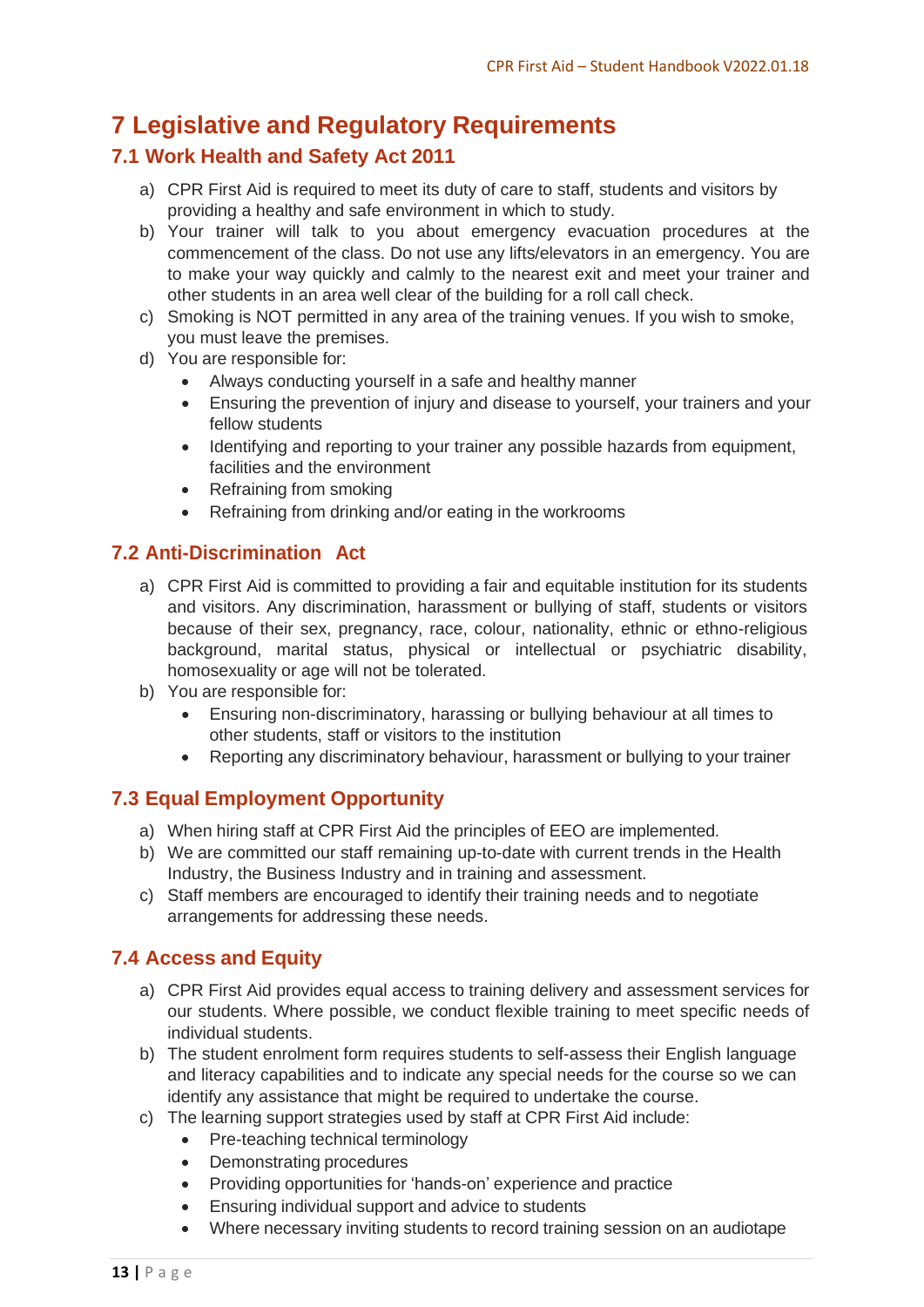# 7 Legislative and Regulatory Requirements

## 7.1 Work Health and Safety Act 2011

a) CPR First Aid is required to meet its duty of care to staff, students and visitors by providing a healthy and safe environment in which to study.

b) Your trainer will talk to you about emergency evacuation procedures at the commencement of the class. Do not use any lifts/elevators in an emergency. You are to make your way quickly and calmly to the nearest exit and meet your trainer and other students in an area well clear of the building for a roll call check.

c) Smoking is NOT permitted in any area of the training venues. If you wish to smoke, you must leave the premises.

d) You are responsible for:
- Always conducting yourself in a safe and healthy manner
- Ensuring the prevention of injury and disease to yourself, your trainers and your fellow students
- Identifying and reporting to your trainer any possible hazards from equipment, facilities and the environment
- Refraining from smoking
- Refraining from drinking and/or eating in the workrooms

## 7.2 Anti-Discrimination Act

a) CPR First Aid is committed to providing a fair and equitable institution for its students and visitors. Any discrimination, harassment or bullying of staff, students or visitors because of their sex, pregnancy, race, colour, nationality, ethnic or ethno-religious background, marital status, physical or intellectual or psychiatric disability, homosexuality or age will not be tolerated.

b) You are responsible for:
- Ensuring non-discriminatory, harassing or bullying behaviour at all times to other students, staff or visitors to the institution
- Reporting any discriminatory behaviour, harassment or bullying to your trainer

## 7.3 Equal Employment Opportunity

a) When hiring staff at CPR First Aid the principles of EEO are implemented.

b) We are committed our staff remaining up-to-date with current trends in the Health Industry, the Business Industry and in training and assessment.

c) Staff members are encouraged to identify their training needs and to negotiate arrangements for addressing these needs.

## 7.4 Access and Equity

a) CPR First Aid provides equal access to training delivery and assessment services for our students. Where possible, we conduct flexible training to meet specific needs of individual students.

b) The student enrolment form requires students to self-assess their English language and literacy capabilities and to indicate any special needs for the course so we can identify any assistance that might be required to undertake the course.

c) The learning support strategies used by staff at CPR First Aid include:
- Pre-teaching technical terminology
- Demonstrating procedures
- Providing opportunities for 'hands-on' experience and practice
- Ensuring individual support and advice to students
- Where necessary inviting students to record training session on an audiotape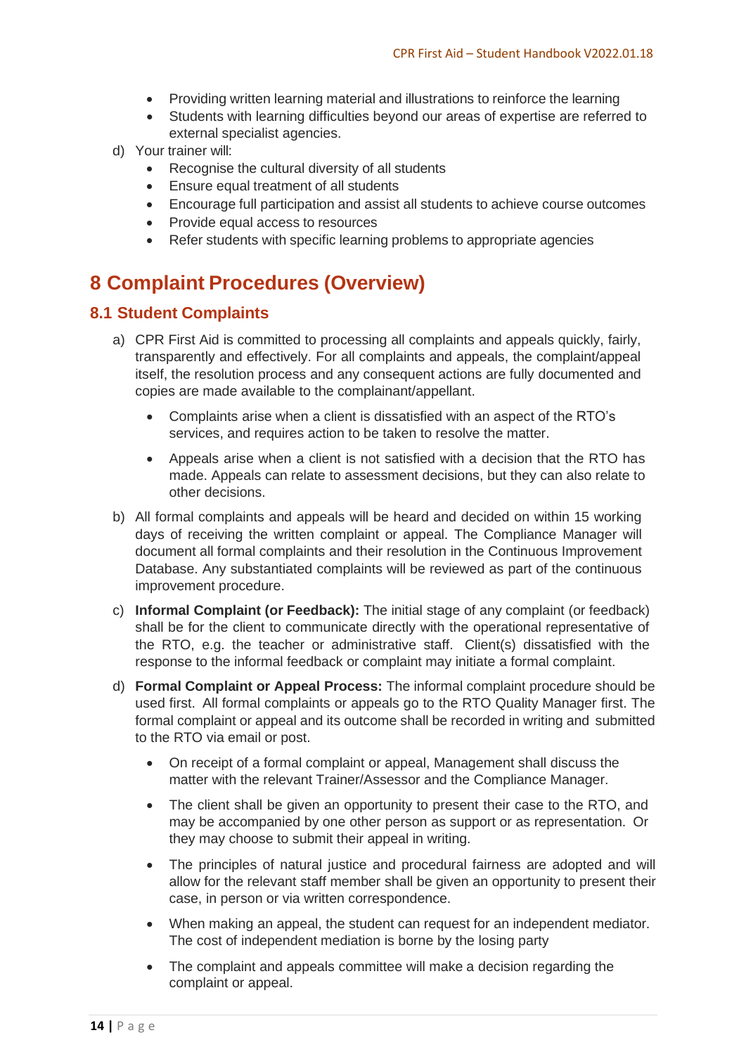- Providing written learning material and illustrations to reinforce the learning
- Students with learning difficulties beyond our areas of expertise are referred to external specialist agencies.

d) Your trainer will:
   - Recognise the cultural diversity of all students
   - Ensure equal treatment of all students
   - Encourage full participation and assist all students to achieve course outcomes
   - Provide equal access to resources
   - Refer students with specific learning problems to appropriate agencies

# 8 Complaint Procedures (Overview)

## 8.1 Student Complaints

a) CPR First Aid is committed to processing all complaints and appeals quickly, fairly, transparently and effectively. For all complaints and appeals, the complaint/appeal itself, the resolution process and any consequent actions are fully documented and copies are made available to the complainant/appellant.

   - Complaints arise when a client is dissatisfied with an aspect of the RTO's services, and requires action to be taken to resolve the matter.
   - Appeals arise when a client is not satisfied with a decision that the RTO has made. Appeals can relate to assessment decisions, but they can also relate to other decisions.

b) All formal complaints and appeals will be heard and decided on within 15 working days of receiving the written complaint or appeal. The Compliance Manager will document all formal complaints and their resolution in the Continuous Improvement Database. Any substantiated complaints will be reviewed as part of the continuous improvement procedure.

c) **Informal Complaint (or Feedback):** The initial stage of any complaint (or feedback) shall be for the client to communicate directly with the operational representative of the RTO, e.g. the teacher or administrative staff. Client(s) dissatisfied with the response to the informal feedback or complaint may initiate a formal complaint.

d) **Formal Complaint or Appeal Process:** The informal complaint procedure should be used first. All formal complaints or appeals go to the RTO Quality Manager first. The formal complaint or appeal and its outcome shall be recorded in writing and submitted to the RTO via email or post.

   - On receipt of a formal complaint or appeal, Management shall discuss the matter with the relevant Trainer/Assessor and the Compliance Manager.
   - The client shall be given an opportunity to present their case to the RTO, and may be accompanied by one other person as support or as representation. Or they may choose to submit their appeal in writing.
   - The principles of natural justice and procedural fairness are adopted and will allow for the relevant staff member shall be given an opportunity to present their case, in person or via written correspondence.
   - When making an appeal, the student can request for an independent mediator. The cost of independent mediation is borne by the losing party
   - The complaint and appeals committee will make a decision regarding the complaint or appeal.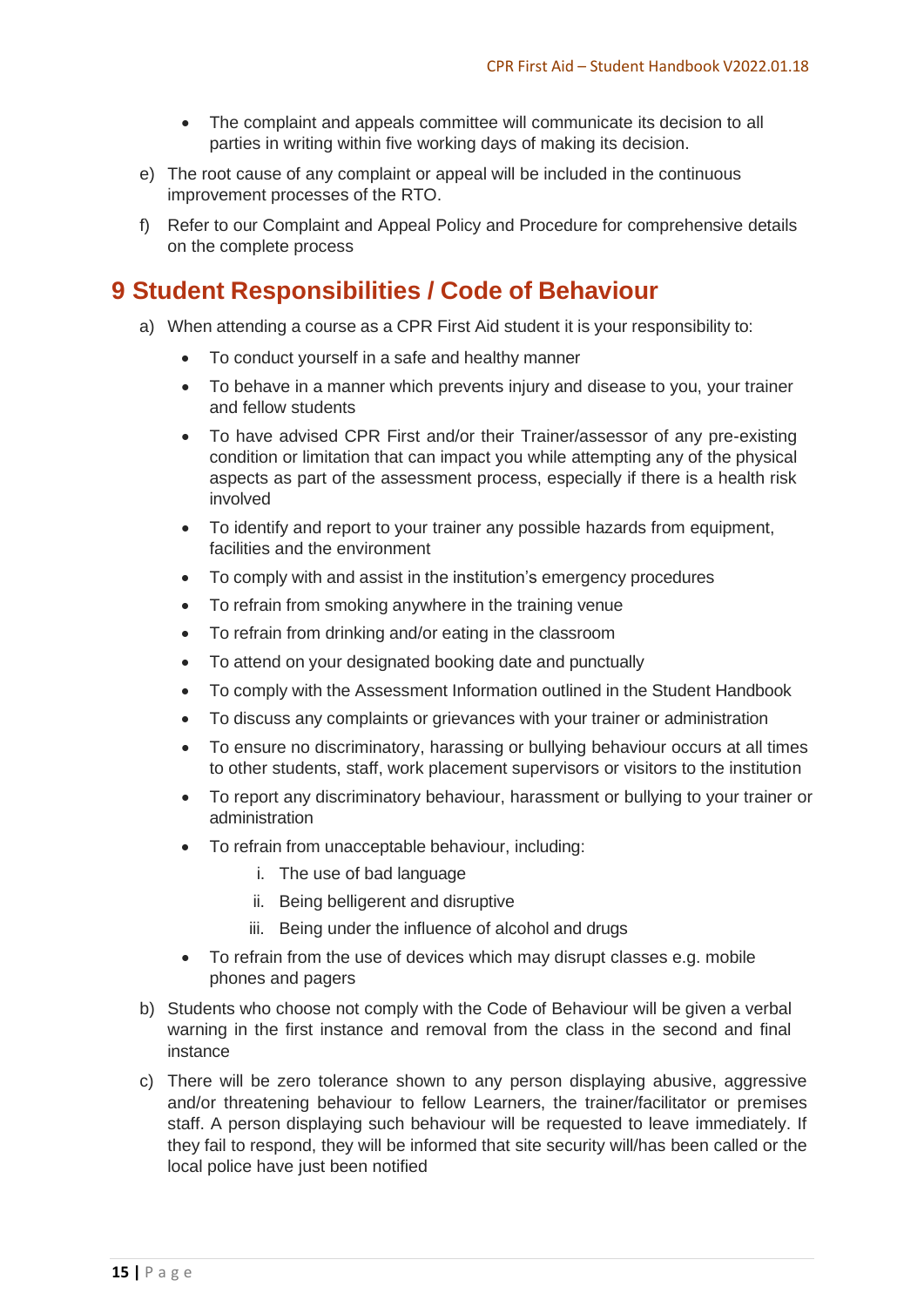- The complaint and appeals committee will communicate its decision to all parties in writing within five working days of making its decision.

e) The root cause of any complaint or appeal will be included in the continuous improvement processes of the RTO.

f) Refer to our Complaint and Appeal Policy and Procedure for comprehensive details on the complete process

# 9 Student Responsibilities / Code of Behaviour

a) When attending a course as a CPR First Aid student it is your responsibility to:

- To conduct yourself in a safe and healthy manner
- To behave in a manner which prevents injury and disease to you, your trainer and fellow students
- To have advised CPR First and/or their Trainer/assessor of any pre-existing condition or limitation that can impact you while attempting any of the physical aspects as part of the assessment process, especially if there is a health risk involved
- To identify and report to your trainer any possible hazards from equipment, facilities and the environment
- To comply with and assist in the institution's emergency procedures
- To refrain from smoking anywhere in the training venue
- To refrain from drinking and/or eating in the classroom
- To attend on your designated booking date and punctually
- To comply with the Assessment Information outlined in the Student Handbook
- To discuss any complaints or grievances with your trainer or administration
- To ensure no discriminatory, harassing or bullying behaviour occurs at all times to other students, staff, work placement supervisors or visitors to the institution
- To report any discriminatory behaviour, harassment or bullying to your trainer or administration
- To refrain from unacceptable behaviour, including:
    i. The use of bad language
    ii. Being belligerent and disruptive
    iii. Being under the influence of alcohol and drugs
- To refrain from the use of devices which may disrupt classes e.g. mobile phones and pagers

b) Students who choose not comply with the Code of Behaviour will be given a verbal warning in the first instance and removal from the class in the second and final instance

c) There will be zero tolerance shown to any person displaying abusive, aggressive and/or threatening behaviour to fellow Learners, the trainer/facilitator or premises staff. A person displaying such behaviour will be requested to leave immediately. If they fail to respond, they will be informed that site security will/has been called or the local police have just been notified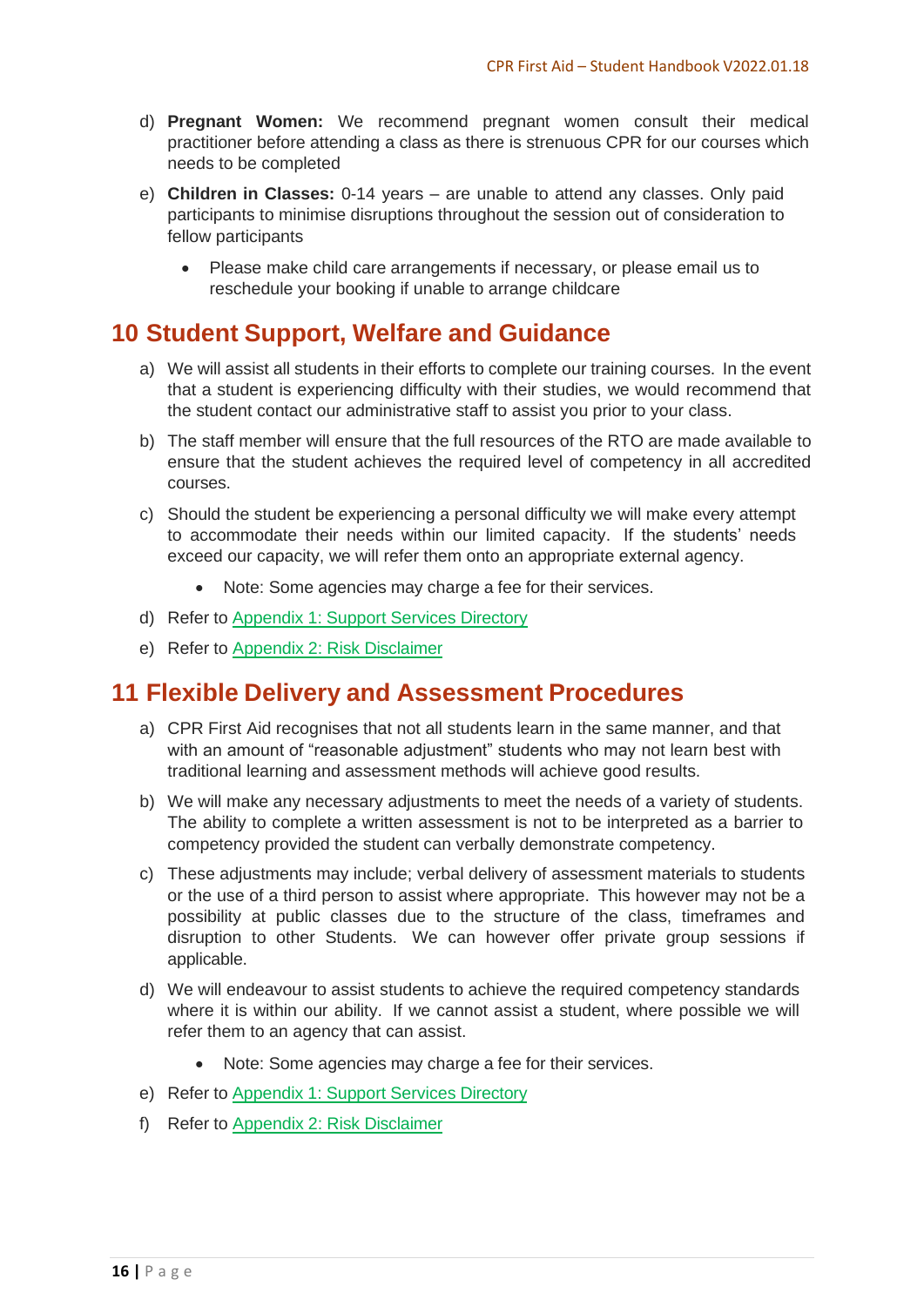d) **Pregnant Women:** We recommend pregnant women consult their medical practitioner before attending a class as there is strenuous CPR for our courses which needs to be completed

e) **Children in Classes:** 0-14 years – are unable to attend any classes. Only paid participants to minimise disruptions throughout the session out of consideration to fellow participants

- Please make child care arrangements if necessary, or please email us to reschedule your booking if unable to arrange childcare

## 10 Student Support, Welfare and Guidance

a) We will assist all students in their efforts to complete our training courses. In the event that a student is experiencing difficulty with their studies, we would recommend that the student contact our administrative staff to assist you prior to your class.

b) The staff member will ensure that the full resources of the RTO are made available to ensure that the student achieves the required level of competency in all accredited courses.

c) Should the student be experiencing a personal difficulty we will make every attempt to accommodate their needs within our limited capacity. If the students' needs exceed our capacity, we will refer them onto an appropriate external agency.

- Note: Some agencies may charge a fee for their services.

d) Refer to Appendix 1: Support Services Directory

e) Refer to Appendix 2: Risk Disclaimer

## 11 Flexible Delivery and Assessment Procedures

a) CPR First Aid recognises that not all students learn in the same manner, and that with an amount of "reasonable adjustment" students who may not learn best with traditional learning and assessment methods will achieve good results.

b) We will make any necessary adjustments to meet the needs of a variety of students. The ability to complete a written assessment is not to be interpreted as a barrier to competency provided the student can verbally demonstrate competency.

c) These adjustments may include; verbal delivery of assessment materials to students or the use of a third person to assist where appropriate. This however may not be a possibility at public classes due to the structure of the class, timeframes and disruption to other Students. We can however offer private group sessions if applicable.

d) We will endeavour to assist students to achieve the required competency standards where it is within our ability. If we cannot assist a student, where possible we will refer them to an agency that can assist.

- Note: Some agencies may charge a fee for their services.

e) Refer to Appendix 1: Support Services Directory

f) Refer to Appendix 2: Risk Disclaimer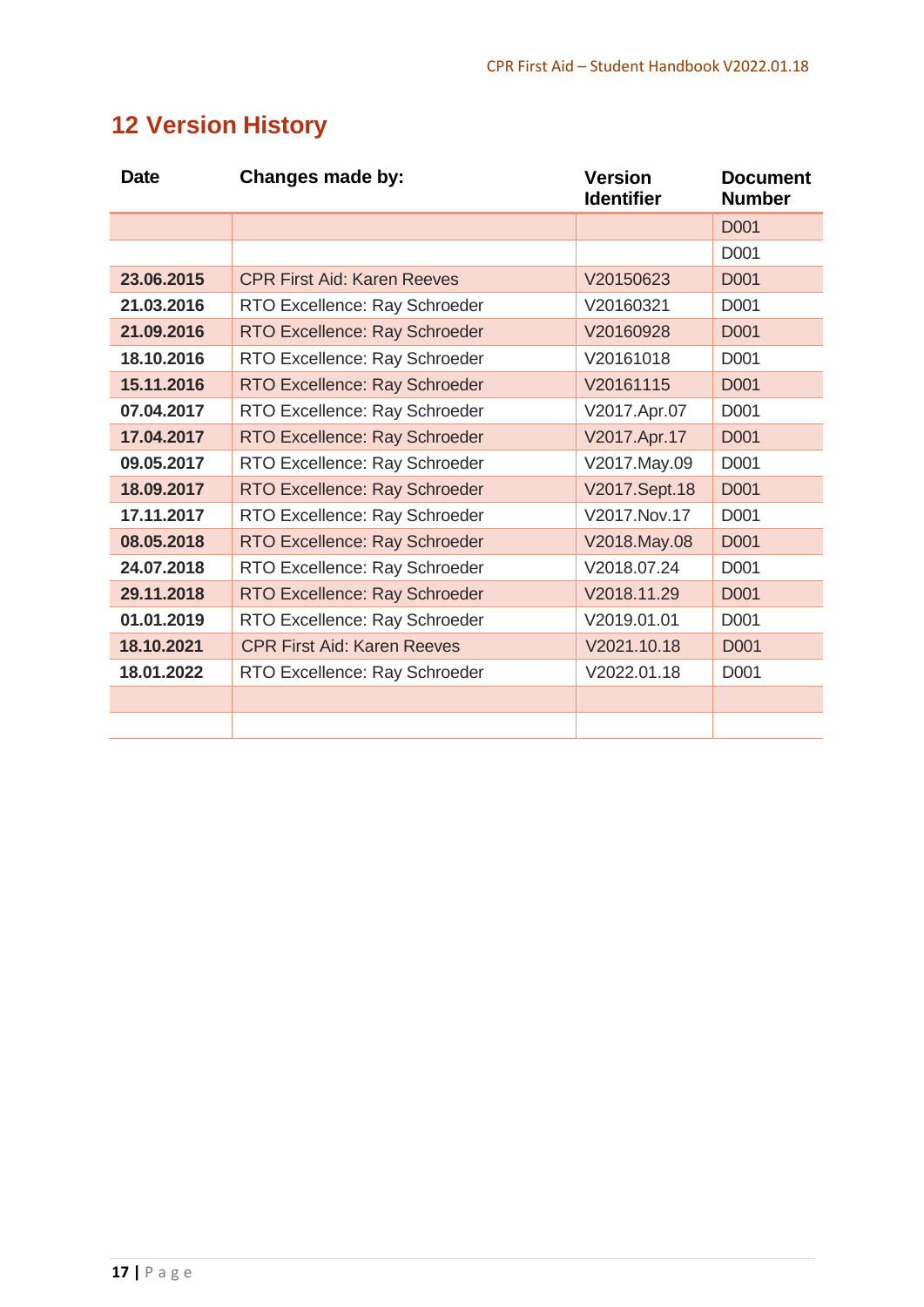## 12 Version History

| Date | Changes made by: | Version Identifier | Document Number |
|---|---|---|---|
| | | | D001 |
| | | | D001 |
| **23.06.2015** | CPR First Aid: Karen Reeves | V20150623 | D001 |
| **21.03.2016** | RTO Excellence: Ray Schroeder | V20160321 | D001 |
| **21.09.2016** | RTO Excellence: Ray Schroeder | V20160928 | D001 |
| **18.10.2016** | RTO Excellence: Ray Schroeder | V20161018 | D001 |
| **15.11.2016** | RTO Excellence: Ray Schroeder | V20161115 | D001 |
| **07.04.2017** | RTO Excellence: Ray Schroeder | V2017.Apr.07 | D001 |
| **17.04.2017** | RTO Excellence: Ray Schroeder | V2017.Apr.17 | D001 |
| **09.05.2017** | RTO Excellence: Ray Schroeder | V2017.May.09 | D001 |
| **18.09.2017** | RTO Excellence: Ray Schroeder | V2017.Sept.18 | D001 |
| **17.11.2017** | RTO Excellence: Ray Schroeder | V2017.Nov.17 | D001 |
| **08.05.2018** | RTO Excellence: Ray Schroeder | V2018.May.08 | D001 |
| **24.07.2018** | RTO Excellence: Ray Schroeder | V2018.07.24 | D001 |
| **29.11.2018** | RTO Excellence: Ray Schroeder | V2018.11.29 | D001 |
| **01.01.2019** | RTO Excellence: Ray Schroeder | V2019.01.01 | D001 |
| **18.10.2021** | CPR First Aid: Karen Reeves | V2021.10.18 | D001 |
| **18.01.2022** | RTO Excellence: Ray Schroeder | V2022.01.18 | D001 |
| | | | |
| | | | |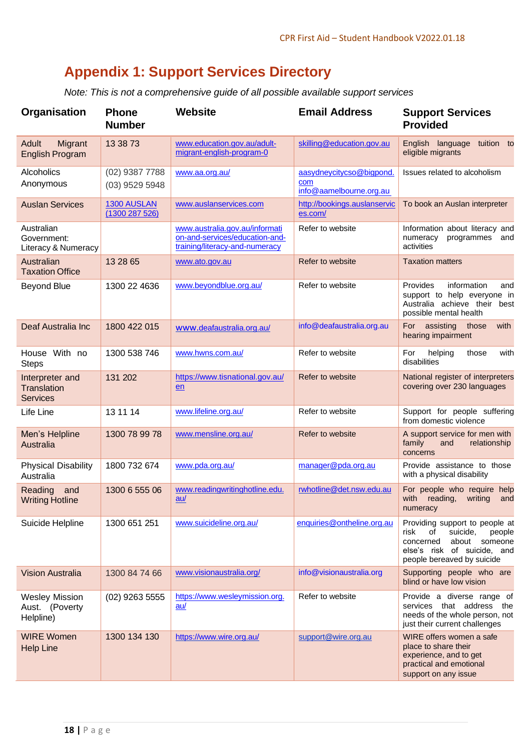## Appendix 1: Support Services Directory

*Note: This is not a comprehensive guide of all possible available support services*

| Organisation | Phone Number | Website | Email Address | Support Services Provided |
|---|---|---|---|---|
| Adult Migrant English Program | 13 38 73 | www.education.gov.au/adult-migrant-english-program-0 | skilling@education.gov.au | English language tuition to eligible migrants |
| Alcoholics Anonymous | (02) 9387 7788<br>(03) 9529 5948 | www.aa.org.au/ | aasydneycitycso@bigpond.com<br>info@aamelbourne.org.au | Issues related to alcoholism |
| Auslan Services | 1300 AUSLAN (1300 287 526) | www.auslanservices.com | http://bookings.auslanservices.com/ | To book an Auslan interpreter |
| Australian Government: Literacy & Numeracy | | www.australia.gov.au/information-and-services/education-and-training/literacy-and-numeracy | Refer to website | Information about literacy and numeracy programmes and activities |
| Australian Taxation Office | 13 28 65 | www.ato.gov.au | Refer to website | Taxation matters |
| Beyond Blue | 1300 22 4636 | www.beyondblue.org.au/ | Refer to website | Provides information and support to help everyone in Australia achieve their best possible mental health |
| Deaf Australia Inc | 1800 422 015 | www.deafaustralia.org.au/ | info@deafaustralia.org.au | For assisting those with hearing impairment |
| House With no Steps | 1300 538 746 | www.hwns.com.au/ | Refer to website | For helping those with disabilities |
| Interpreter and Translation Services | 131 202 | https://www.tisnational.gov.au/en | Refer to website | National register of interpreters covering over 230 languages |
| Life Line | 13 11 14 | www.lifeline.org.au/ | Refer to website | Support for people suffering from domestic violence |
| Men's Helpline Australia | 1300 78 99 78 | www.mensline.org.au/ | Refer to website | A support service for men with family and relationship concerns |
| Physical Disability Australia | 1800 732 674 | www.pda.org.au/ | manager@pda.org.au | Provide assistance to those with a physical disability |
| Reading and Writing Hotline | 1300 6 555 06 | www.readingwritinghotline.edu.au/ | rwhotline@det.nsw.edu.au | For people who require help with reading, writing and numeracy |
| Suicide Helpline | 1300 651 251 | www.suicideline.org.au/ | enquiries@ontheline.org.au | Providing support to people at risk of suicide, people concerned about someone else's risk of suicide, and people bereaved by suicide |
| Vision Australia | 1300 84 74 66 | www.visionaustralia.org/ | info@visionaustralia.org | Supporting people who are blind or have low vision |
| Wesley Mission Aust. (Poverty Helpline) | (02) 9263 5555 | https://www.wesleymission.org.au/ | Refer to website | Provide a diverse range of services that address the needs of the whole person, not just their current challenges |
| WIRE Women Help Line | 1300 134 130 | https://www.wire.org.au/ | support@wire.org.au | WIRE offers women a safe place to share their experience, and to get practical and emotional support on any issue |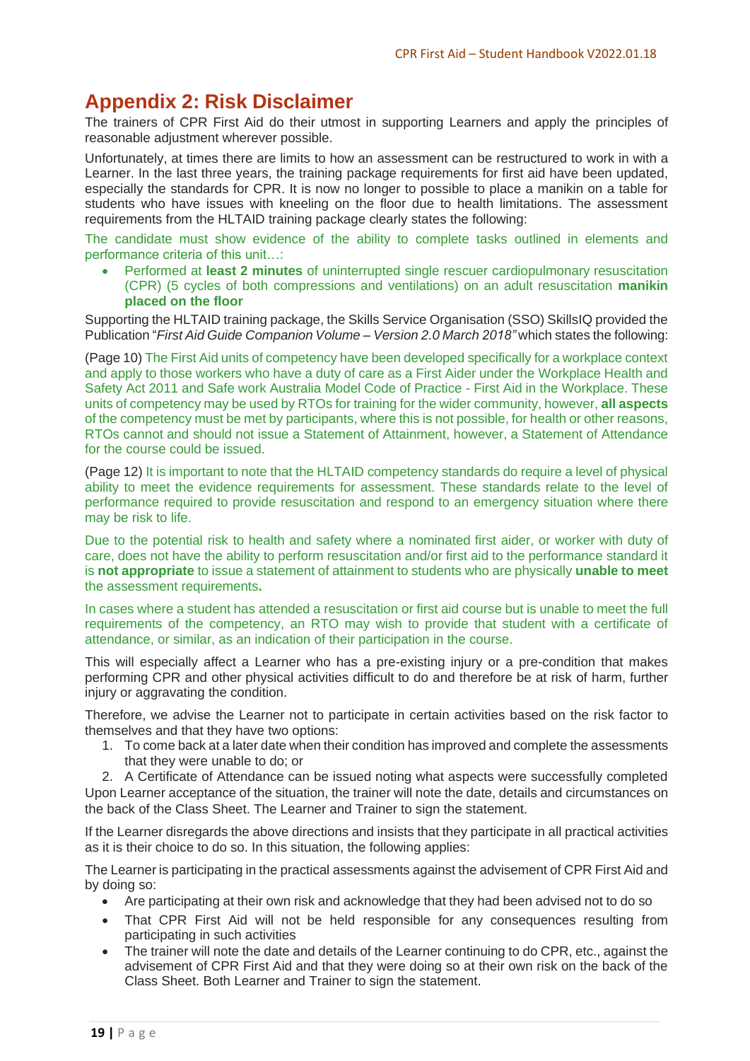# Appendix 2: Risk Disclaimer

The trainers of CPR First Aid do their utmost in supporting Learners and apply the principles of reasonable adjustment wherever possible.

Unfortunately, at times there are limits to how an assessment can be restructured to work in with a Learner. In the last three years, the training package requirements for first aid have been updated, especially the standards for CPR. It is now no longer to possible to place a manikin on a table for students who have issues with kneeling on the floor due to health limitations. The assessment requirements from the HLTAID training package clearly states the following:

The candidate must show evidence of the ability to complete tasks outlined in elements and performance criteria of this unit…:

- Performed at **least 2 minutes** of uninterrupted single rescuer cardiopulmonary resuscitation (CPR) (5 cycles of both compressions and ventilations) on an adult resuscitation **manikin placed on the floor**

Supporting the HLTAID training package, the Skills Service Organisation (SSO) SkillsIQ provided the Publication "*First Aid Guide Companion Volume – Version 2.0 March 2018"* which states the following:

(Page 10) The First Aid units of competency have been developed specifically for a workplace context and apply to those workers who have a duty of care as a First Aider under the Workplace Health and Safety Act 2011 and Safe work Australia Model Code of Practice - First Aid in the Workplace. These units of competency may be used by RTOs for training for the wider community, however, **all aspects** of the competency must be met by participants, where this is not possible, for health or other reasons, RTOs cannot and should not issue a Statement of Attainment, however, a Statement of Attendance for the course could be issued.

(Page 12) It is important to note that the HLTAID competency standards do require a level of physical ability to meet the evidence requirements for assessment. These standards relate to the level of performance required to provide resuscitation and respond to an emergency situation where there may be risk to life.

Due to the potential risk to health and safety where a nominated first aider, or worker with duty of care, does not have the ability to perform resuscitation and/or first aid to the performance standard it is **not appropriate** to issue a statement of attainment to students who are physically **unable to meet** the assessment requirements**.**

In cases where a student has attended a resuscitation or first aid course but is unable to meet the full requirements of the competency, an RTO may wish to provide that student with a certificate of attendance, or similar, as an indication of their participation in the course.

This will especially affect a Learner who has a pre-existing injury or a pre-condition that makes performing CPR and other physical activities difficult to do and therefore be at risk of harm, further injury or aggravating the condition.

Therefore, we advise the Learner not to participate in certain activities based on the risk factor to themselves and that they have two options:

1. To come back at a later date when their condition has improved and complete the assessments that they were unable to do; or
2. A Certificate of Attendance can be issued noting what aspects were successfully completed

Upon Learner acceptance of the situation, the trainer will note the date, details and circumstances on the back of the Class Sheet. The Learner and Trainer to sign the statement.

If the Learner disregards the above directions and insists that they participate in all practical activities as it is their choice to do so. In this situation, the following applies:

The Learner is participating in the practical assessments against the advisement of CPR First Aid and by doing so:

- Are participating at their own risk and acknowledge that they had been advised not to do so
- That CPR First Aid will not be held responsible for any consequences resulting from participating in such activities
- The trainer will note the date and details of the Learner continuing to do CPR, etc., against the advisement of CPR First Aid and that they were doing so at their own risk on the back of the Class Sheet. Both Learner and Trainer to sign the statement.